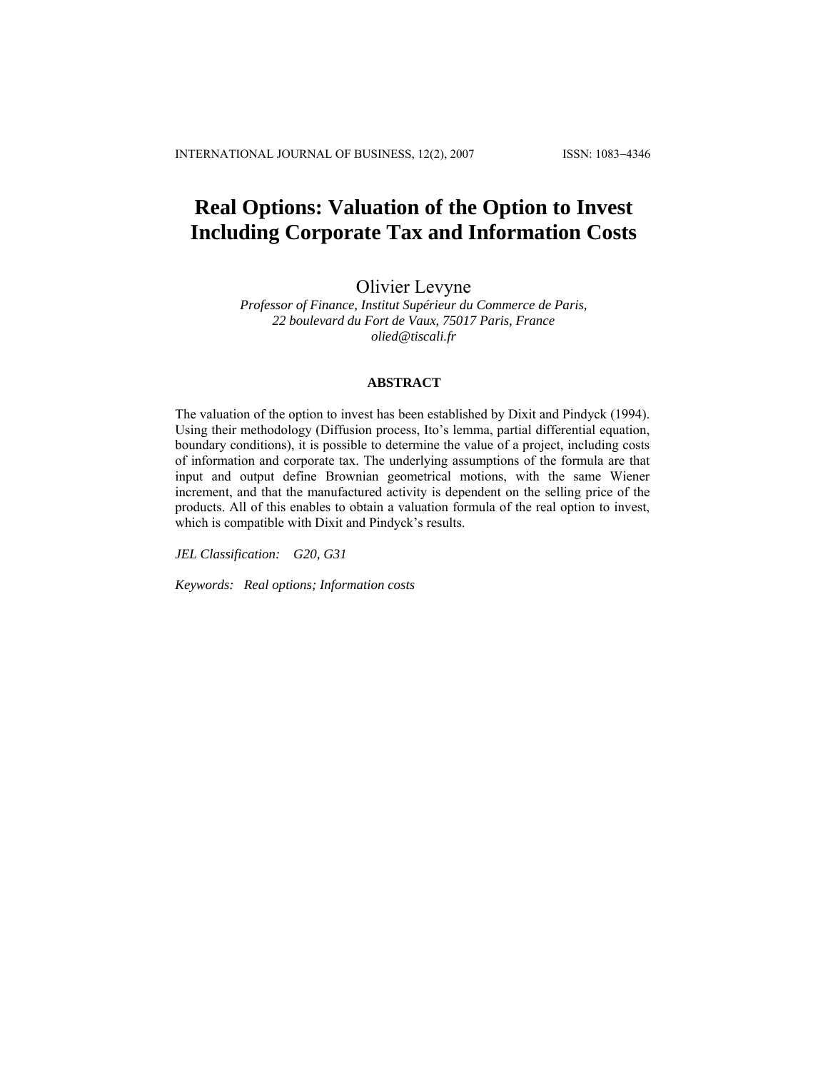# Real Options: Valuation of the Option to Invest Including Corporate Tax and Information Costs

Olivier Levyne

*Professor of Finance, Institut Supérieur du Commerce de Paris, 22 boulevard du Fort de Vaux, 75017 Paris, France*
*olied@tiscali.fr*

## ABSTRACT

The valuation of the option to invest has been established by Dixit and Pindyck (1994). Using their methodology (Diffusion process, Ito's lemma, partial differential equation, boundary conditions), it is possible to determine the value of a project, including costs of information and corporate tax. The underlying assumptions of the formula are that input and output define Brownian geometrical motions, with the same Wiener increment, and that the manufactured activity is dependent on the selling price of the products. All of this enables to obtain a valuation formula of the real option to invest, which is compatible with Dixit and Pindyck's results.

*JEL Classification:* *G20, G31*

*Keywords:* *Real options; Information costs*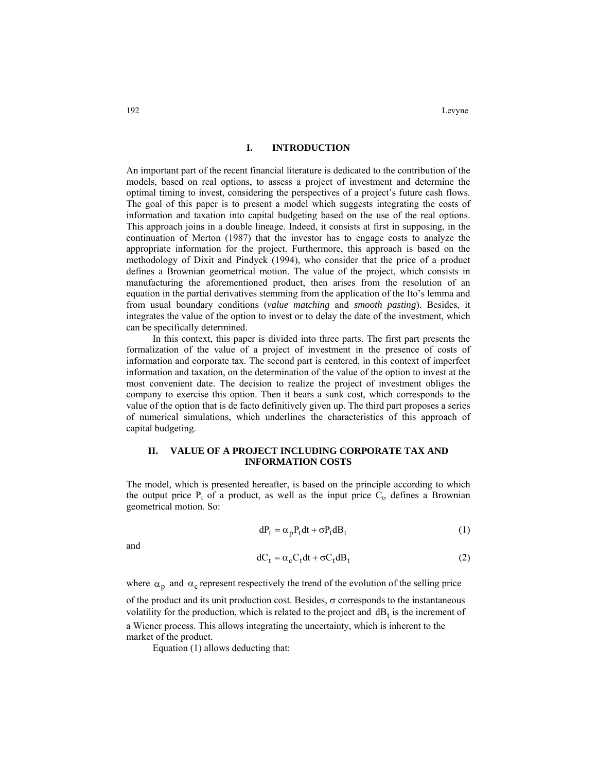## I. INTRODUCTION

An important part of the recent financial literature is dedicated to the contribution of the models, based on real options, to assess a project of investment and determine the optimal timing to invest, considering the perspectives of a project's future cash flows. The goal of this paper is to present a model which suggests integrating the costs of information and taxation into capital budgeting based on the use of the real options. This approach joins in a double lineage. Indeed, it consists at first in supposing, in the continuation of Merton (1987) that the investor has to engage costs to analyze the appropriate information for the project. Furthermore, this approach is based on the methodology of Dixit and Pindyck (1994), who consider that the price of a product defines a Brownian geometrical motion. The value of the project, which consists in manufacturing the aforementioned product, then arises from the resolution of an equation in the partial derivatives stemming from the application of the Ito's lemma and from usual boundary conditions (*value matching* and *smooth pasting*). Besides, it integrates the value of the option to invest or to delay the date of the investment, which can be specifically determined.

In this context, this paper is divided into three parts. The first part presents the formalization of the value of a project of investment in the presence of costs of information and corporate tax. The second part is centered, in this context of imperfect information and taxation, on the determination of the value of the option to invest at the most convenient date. The decision to realize the project of investment obliges the company to exercise this option. Then it bears a sunk cost, which corresponds to the value of the option that is de facto definitively given up. The third part proposes a series of numerical simulations, which underlines the characteristics of this approach of capital budgeting.

## II. VALUE OF A PROJECT INCLUDING CORPORATE TAX AND INFORMATION COSTS

The model, which is presented hereafter, is based on the principle according to which the output price $P_t$ of a product, as well as the input price $C_t$, defines a Brownian geometrical motion. So:

$$dP_t = \alpha_p P_t dt + \sigma P_t dB_t \tag{1}$$

and

$$dC_t = \alpha_c C_t dt + \sigma C_t dB_t \tag{2}$$

where $\alpha_p$ and $\alpha_c$ represent respectively the trend of the evolution of the selling price of the product and its unit production cost. Besides, $\sigma$ corresponds to the instantaneous volatility for the production, which is related to the project and $dB_t$ is the increment of a Wiener process. This allows integrating the uncertainty, which is inherent to the market of the product.

Equation (1) allows deducting that: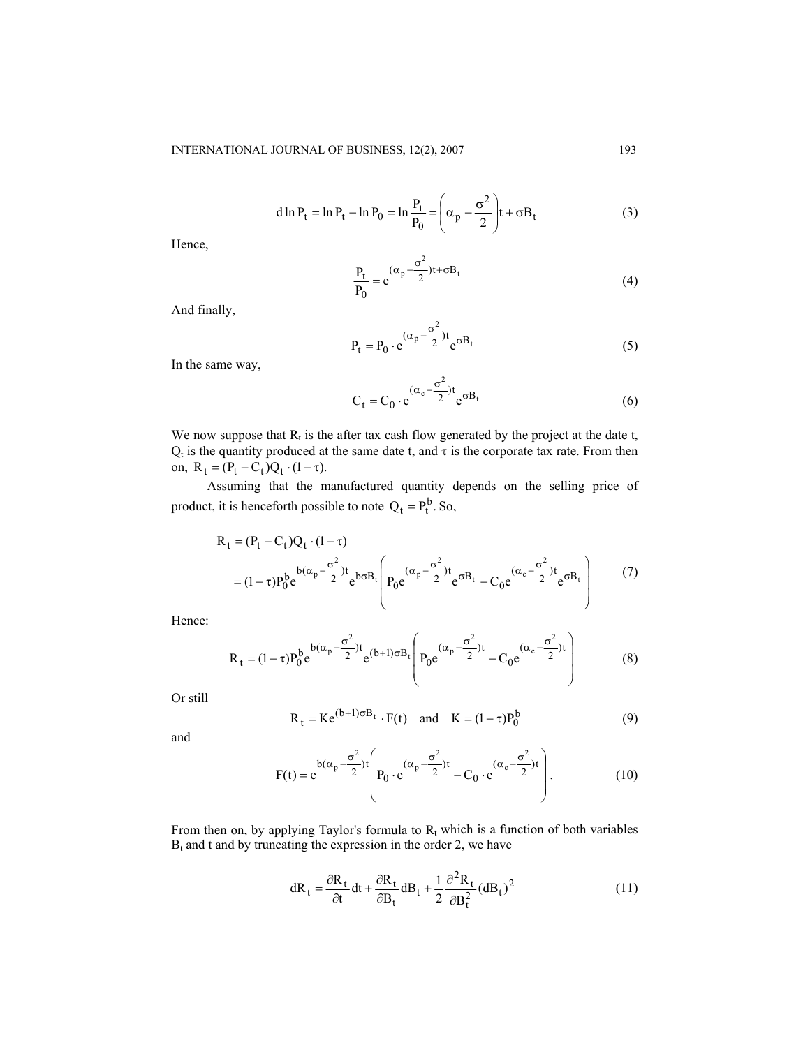$$d\ln P_t = \ln P_t - \ln P_0 = \ln\frac{P_t}{P_0} = \left(\alpha_p - \frac{\sigma^2}{2}\right)t + \sigma B_t \tag{3}$$

Hence,

$$\frac{P_t}{P_0} = e^{(\alpha_p - \frac{\sigma^2}{2})t + \sigma B_t} \tag{4}$$

And finally,

$$P_t = P_0 \cdot e^{(\alpha_p - \frac{\sigma^2}{2})t} e^{\sigma B_t} \tag{5}$$

In the same way,

$$C_t = C_0 \cdot e^{(\alpha_c - \frac{\sigma^2}{2})t} e^{\sigma B_t} \tag{6}$$

We now suppose that $R_t$ is the after tax cash flow generated by the project at the date t, $Q_t$ is the quantity produced at the same date t, and $\tau$ is the corporate tax rate. From then on, $R_t = (P_t - C_t)Q_t \cdot (1-\tau)$.

Assuming that the manufactured quantity depends on the selling price of product, it is henceforth possible to note $Q_t = P_t^b$. So,

$$\begin{aligned} R_t &= (P_t - C_t)Q_t \cdot (1-\tau) \\ &= (1-\tau)P_0^b e^{b(\alpha_p - \frac{\sigma^2}{2})t} e^{b\sigma B_t}\left(P_0 e^{(\alpha_p - \frac{\sigma^2}{2})t} e^{\sigma B_t} - C_0 e^{(\alpha_c - \frac{\sigma^2}{2})t} e^{\sigma B_t}\right) \end{aligned} \tag{7}$$

Hence:

$$R_t = (1-\tau)P_0^b e^{b(\alpha_p - \frac{\sigma^2}{2})t} e^{(b+1)\sigma B_t}\left(P_0 e^{(\alpha_p - \frac{\sigma^2}{2})t} - C_0 e^{(\alpha_c - \frac{\sigma^2}{2})t}\right) \tag{8}$$

Or still

$$R_t = K e^{(b+1)\sigma B_t} \cdot F(t) \quad \text{and} \quad K = (1-\tau)P_0^b \tag{9}$$

and

$$F(t) = e^{b(\alpha_p - \frac{\sigma^2}{2})t}\left(P_0 \cdot e^{(\alpha_p - \frac{\sigma^2}{2})t} - C_0 \cdot e^{(\alpha_c - \frac{\sigma^2}{2})t}\right). \tag{10}$$

From then on, by applying Taylor's formula to $R_t$ which is a function of both variables $B_t$ and t and by truncating the expression in the order 2, we have

$$dR_t = \frac{\partial R_t}{\partial t}dt + \frac{\partial R_t}{\partial B_t}dB_t + \frac{1}{2}\frac{\partial^2 R_t}{\partial B_t^2}(dB_t)^2 \tag{11}$$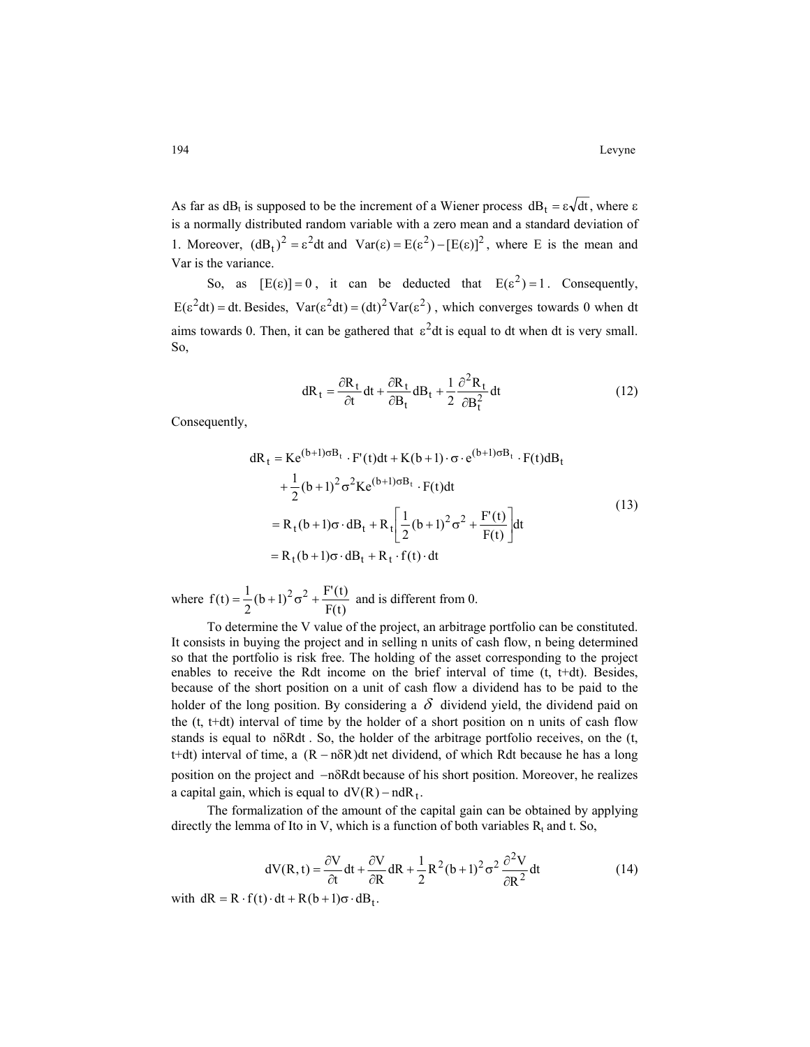As far as $dB_t$ is supposed to be the increment of a Wiener process $dB_t = \varepsilon\sqrt{dt}$, where $\varepsilon$ is a normally distributed random variable with a zero mean and a standard deviation of 1. Moreover, $(dB_t)^2 = \varepsilon^2 dt$ and $\mathrm{Var}(\varepsilon) = E(\varepsilon^2) - [E(\varepsilon)]^2$, where E is the mean and Var is the variance.

So, as $[E(\varepsilon)] = 0$, it can be deducted that $E(\varepsilon^2) = 1$. Consequently, $E(\varepsilon^2 dt) = dt$. Besides, $\mathrm{Var}(\varepsilon^2 dt) = (dt)^2 \mathrm{Var}(\varepsilon^2)$, which converges towards 0 when dt aims towards 0. Then, it can be gathered that $\varepsilon^2 dt$ is equal to dt when dt is very small. So,

$$dR_t = \frac{\partial R_t}{\partial t} dt + \frac{\partial R_t}{\partial B_t} dB_t + \frac{1}{2}\frac{\partial^2 R_t}{\partial B_t^2} dt \tag{12}$$

Consequently,

$$\begin{aligned}
dR_t &= Ke^{(b+1)\sigma B_t} \cdot F'(t)dt + K(b+1)\cdot\sigma\cdot e^{(b+1)\sigma B_t} \cdot F(t)dB_t \\
&\quad + \frac{1}{2}(b+1)^2\sigma^2 Ke^{(b+1)\sigma B_t} \cdot F(t)dt \\
&= R_t(b+1)\sigma \cdot dB_t + R_t\left[\frac{1}{2}(b+1)^2\sigma^2 + \frac{F'(t)}{F(t)}\right]dt \\
&= R_t(b+1)\sigma \cdot dB_t + R_t \cdot f(t) \cdot dt
\end{aligned} \tag{13}$$

where $f(t) = \frac{1}{2}(b+1)^2\sigma^2 + \frac{F'(t)}{F(t)}$ and is different from 0.

To determine the V value of the project, an arbitrage portfolio can be constituted. It consists in buying the project and in selling n units of cash flow, n being determined so that the portfolio is risk free. The holding of the asset corresponding to the project enables to receive the Rdt income on the brief interval of time (t, t+dt). Besides, because of the short position on a unit of cash flow a dividend has to be paid to the holder of the long position. By considering a $\delta$ dividend yield, the dividend paid on the (t, t+dt) interval of time by the holder of a short position on n units of cash flow stands is equal to $n\delta Rdt$. So, the holder of the arbitrage portfolio receives, on the (t, t+dt) interval of time, a $(R - n\delta R)dt$ net dividend, of which Rdt because he has a long position on the project and $-n\delta Rdt$ because of his short position. Moreover, he realizes a capital gain, which is equal to $dV(R) - ndR_t$.

The formalization of the amount of the capital gain can be obtained by applying directly the lemma of Ito in V, which is a function of both variables $R_t$ and t. So,

$$dV(R,t) = \frac{\partial V}{\partial t} dt + \frac{\partial V}{\partial R} dR + \frac{1}{2} R^2 (b+1)^2 \sigma^2 \frac{\partial^2 V}{\partial R^2} dt \tag{14}$$

with $dR = R \cdot f(t) \cdot dt + R(b+1)\sigma \cdot dB_t$.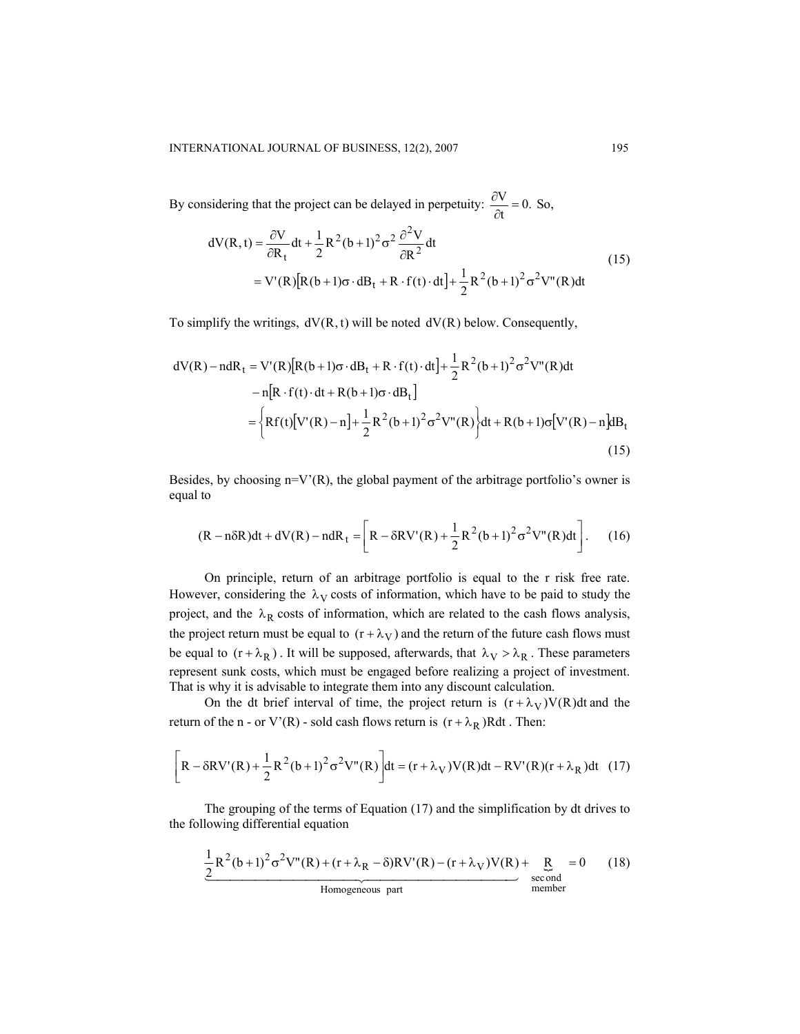By considering that the project can be delayed in perpetuity: $\frac{\partial V}{\partial t} = 0.$ So,

$$
\begin{aligned}
dV(R,t) &= \frac{\partial V}{\partial R_t} dt + \frac{1}{2} R^2 (b+1)^2 \sigma^2 \frac{\partial^2 V}{\partial R^2} dt \\
&= V'(R)\left[R(b+1)\sigma \cdot dB_t + R \cdot f(t) \cdot dt\right] + \frac{1}{2} R^2 (b+1)^2 \sigma^2 V''(R) dt
\end{aligned} \tag{15}
$$

To simplify the writings, $dV(R,t)$ will be noted $dV(R)$ below. Consequently,

$$
\begin{aligned}
dV(R) - ndR_t &= V'(R)\left[R(b+1)\sigma \cdot dB_t + R \cdot f(t) \cdot dt\right] + \frac{1}{2} R^2 (b+1)^2 \sigma^2 V''(R) dt \\
&\quad - n\left[R \cdot f(t) \cdot dt + R(b+1)\sigma \cdot dB_t\right] \\
&= \left\{ Rf(t)\left[V'(R) - n\right] + \frac{1}{2} R^2 (b+1)^2 \sigma^2 V''(R) \right\} dt + R(b+1)\sigma\left[V'(R) - n\right] dB_t
\end{aligned} \tag{15}
$$

Besides, by choosing n=V'(R), the global payment of the arbitrage portfolio's owner is equal to

$$
(R - n\delta R)dt + dV(R) - ndR_t = \left[ R - \delta R V'(R) + \frac{1}{2} R^2 (b+1)^2 \sigma^2 V''(R) dt \right]. \tag{16}
$$

On principle, return of an arbitrage portfolio is equal to the r risk free rate. However, considering the $\lambda_V$ costs of information, which have to be paid to study the project, and the $\lambda_R$ costs of information, which are related to the cash flows analysis, the project return must be equal to $(r + \lambda_V)$ and the return of the future cash flows must be equal to $(r + \lambda_R)$. It will be supposed, afterwards, that $\lambda_V > \lambda_R$. These parameters represent sunk costs, which must be engaged before realizing a project of investment. That is why it is advisable to integrate them into any discount calculation.

On the dt brief interval of time, the project return is $(r + \lambda_V)V(R)dt$ and the return of the n - or V'(R) - sold cash flows return is $(r + \lambda_R)Rdt$. Then:

$$
\left[ R - \delta R V'(R) + \frac{1}{2} R^2 (b+1)^2 \sigma^2 V''(R) \right] dt = (r + \lambda_V)V(R)dt - RV'(R)(r + \lambda_R)dt \tag{17}
$$

The grouping of the terms of Equation (17) and the simplification by dt drives to the following differential equation

$$
\underbrace{\frac{1}{2} R^2 (b+1)^2 \sigma^2 V''(R) + (r + \lambda_R - \delta) R V'(R) - (r + \lambda_V) V(R)}_{\text{Homogeneous part}} + \underbrace{R}_{\substack{\text{second} \\ \text{member}}} = 0 \tag{18}
$$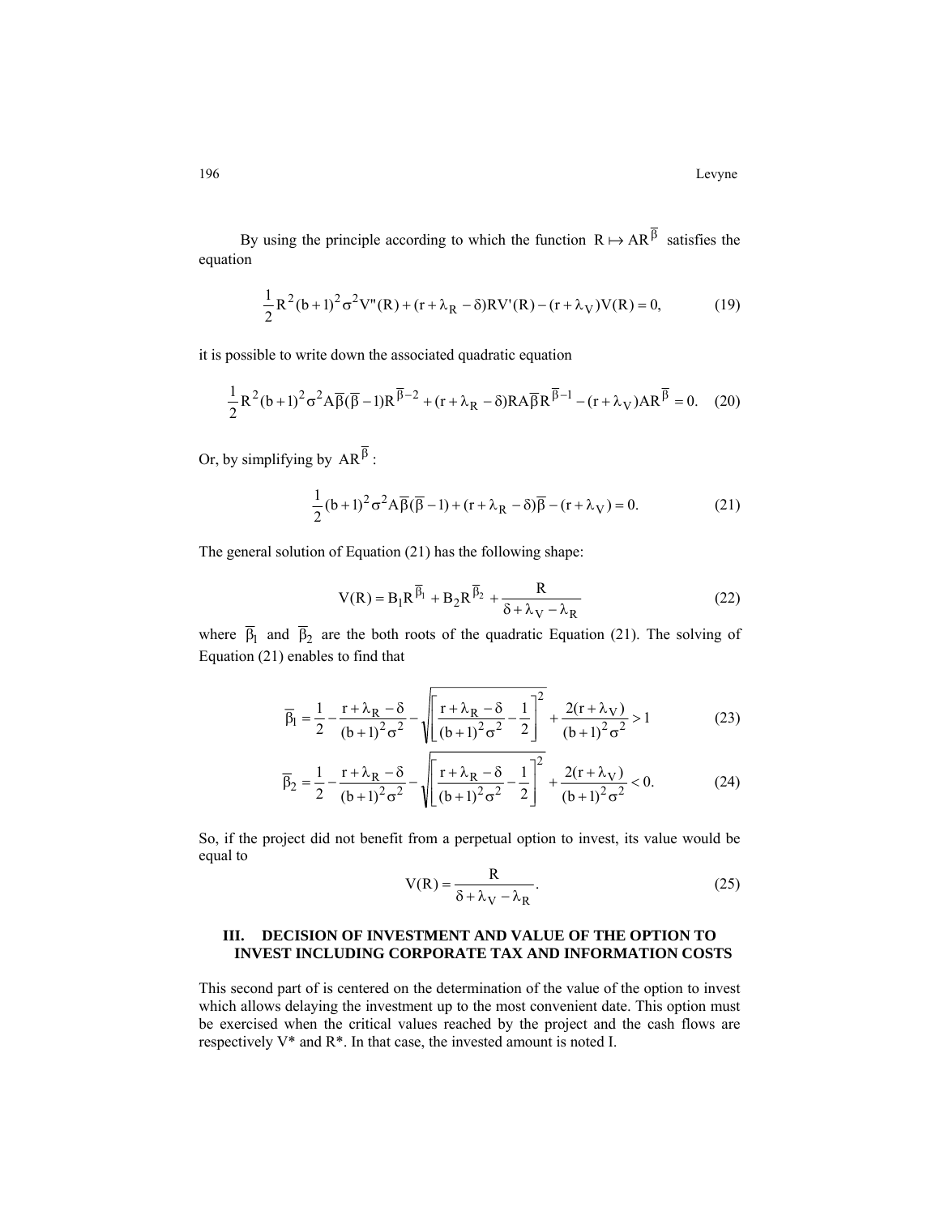By using the principle according to which the function $R \mapsto A R^{\overline{\beta}}$ satisfies the equation

$$\frac{1}{2} R^2 (b+1)^2 \sigma^2 V''(R) + (r + \lambda_R - \delta) R V'(R) - (r + \lambda_V) V(R) = 0, \tag{19}$$

it is possible to write down the associated quadratic equation

$$\frac{1}{2} R^2 (b+1)^2 \sigma^2 A \overline{\beta}(\overline{\beta} - 1) R^{\overline{\beta}-2} + (r + \lambda_R - \delta) R A \overline{\beta} R^{\overline{\beta}-1} - (r + \lambda_V) A R^{\overline{\beta}} = 0. \tag{20}$$

Or, by simplifying by $A R^{\overline{\beta}}$:

$$\frac{1}{2} (b+1)^2 \sigma^2 A \overline{\beta}(\overline{\beta} - 1) + (r + \lambda_R - \delta) \overline{\beta} - (r + \lambda_V) = 0. \tag{21}$$

The general solution of Equation (21) has the following shape:

$$V(R) = B_1 R^{\overline{\beta}_1} + B_2 R^{\overline{\beta}_2} + \frac{R}{\delta + \lambda_V - \lambda_R} \tag{22}$$

where $\overline{\beta}_1$ and $\overline{\beta}_2$ are the both roots of the quadratic Equation (21). The solving of Equation (21) enables to find that

$$\overline{\beta}_1 = \frac{1}{2} - \frac{r + \lambda_R - \delta}{(b+1)^2 \sigma^2} - \sqrt{\left[\frac{r + \lambda_R - \delta}{(b+1)^2 \sigma^2} - \frac{1}{2}\right]^2 + \frac{2(r + \lambda_V)}{(b+1)^2 \sigma^2}} > 1 \tag{23}$$

$$\overline{\beta}_2 = \frac{1}{2} - \frac{r + \lambda_R - \delta}{(b+1)^2 \sigma^2} - \sqrt{\left[\frac{r + \lambda_R - \delta}{(b+1)^2 \sigma^2} - \frac{1}{2}\right]^2 + \frac{2(r + \lambda_V)}{(b+1)^2 \sigma^2}} < 0. \tag{24}$$

So, if the project did not benefit from a perpetual option to invest, its value would be equal to

$$V(R) = \frac{R}{\delta + \lambda_V - \lambda_R}. \tag{25}$$

## III. DECISION OF INVESTMENT AND VALUE OF THE OPTION TO INVEST INCLUDING CORPORATE TAX AND INFORMATION COSTS

This second part of is centered on the determination of the value of the option to invest which allows delaying the investment up to the most convenient date. This option must be exercised when the critical values reached by the project and the cash flows are respectively V* and R*. In that case, the invested amount is noted I.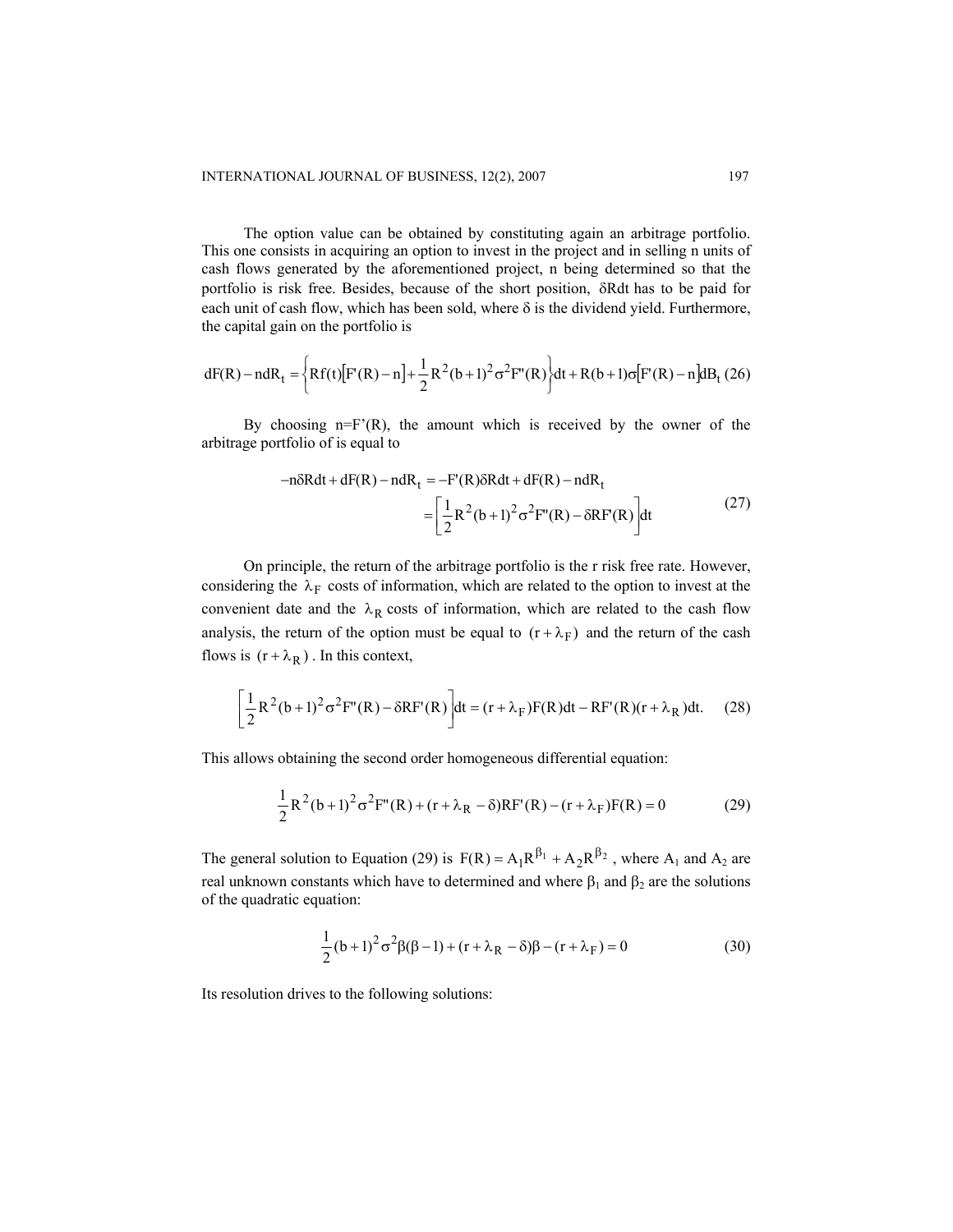The option value can be obtained by constituting again an arbitrage portfolio. This one consists in acquiring an option to invest in the project and in selling n units of cash flows generated by the aforementioned project, n being determined so that the portfolio is risk free. Besides, because of the short position, $\delta Rdt$ has to be paid for each unit of cash flow, which has been sold, where $\delta$ is the dividend yield. Furthermore, the capital gain on the portfolio is

$$dF(R) - ndR_t = \left\{ Rf(t)\left[F'(R) - n\right] + \frac{1}{2}R^2(b+1)^2\sigma^2 F''(R) \right\}dt + R(b+1)\sigma\left[F'(R) - n\right]dB_t \quad (26)$$

By choosing $n = F'(R)$, the amount which is received by the owner of the arbitrage portfolio of is equal to

$$\begin{aligned} -n\delta Rdt + dF(R) - ndR_t &= -F'(R)\delta Rdt + dF(R) - ndR_t \\ &= \left[\frac{1}{2}R^2(b+1)^2\sigma^2 F''(R) - \delta RF'(R)\right]dt \end{aligned} \quad (27)$$

On principle, the return of the arbitrage portfolio is the r risk free rate. However, considering the $\lambda_F$ costs of information, which are related to the option to invest at the convenient date and the $\lambda_R$ costs of information, which are related to the cash flow analysis, the return of the option must be equal to $(r + \lambda_F)$ and the return of the cash flows is $(r + \lambda_R)$. In this context,

$$\left[\frac{1}{2}R^2(b+1)^2\sigma^2 F''(R) - \delta RF'(R)\right]dt = (r + \lambda_F)F(R)dt - RF'(R)(r + \lambda_R)dt. \quad (28)$$

This allows obtaining the second order homogeneous differential equation:

$$\frac{1}{2}R^2(b+1)^2\sigma^2 F''(R) + (r + \lambda_R - \delta)RF'(R) - (r + \lambda_F)F(R) = 0 \quad (29)$$

The general solution to Equation (29) is $F(R) = A_1 R^{\beta_1} + A_2 R^{\beta_2}$, where $A_1$ and $A_2$ are real unknown constants which have to determined and where $\beta_1$ and $\beta_2$ are the solutions of the quadratic equation:

$$\frac{1}{2}(b+1)^2\sigma^2\beta(\beta - 1) + (r + \lambda_R - \delta)\beta - (r + \lambda_F) = 0 \quad (30)$$

Its resolution drives to the following solutions: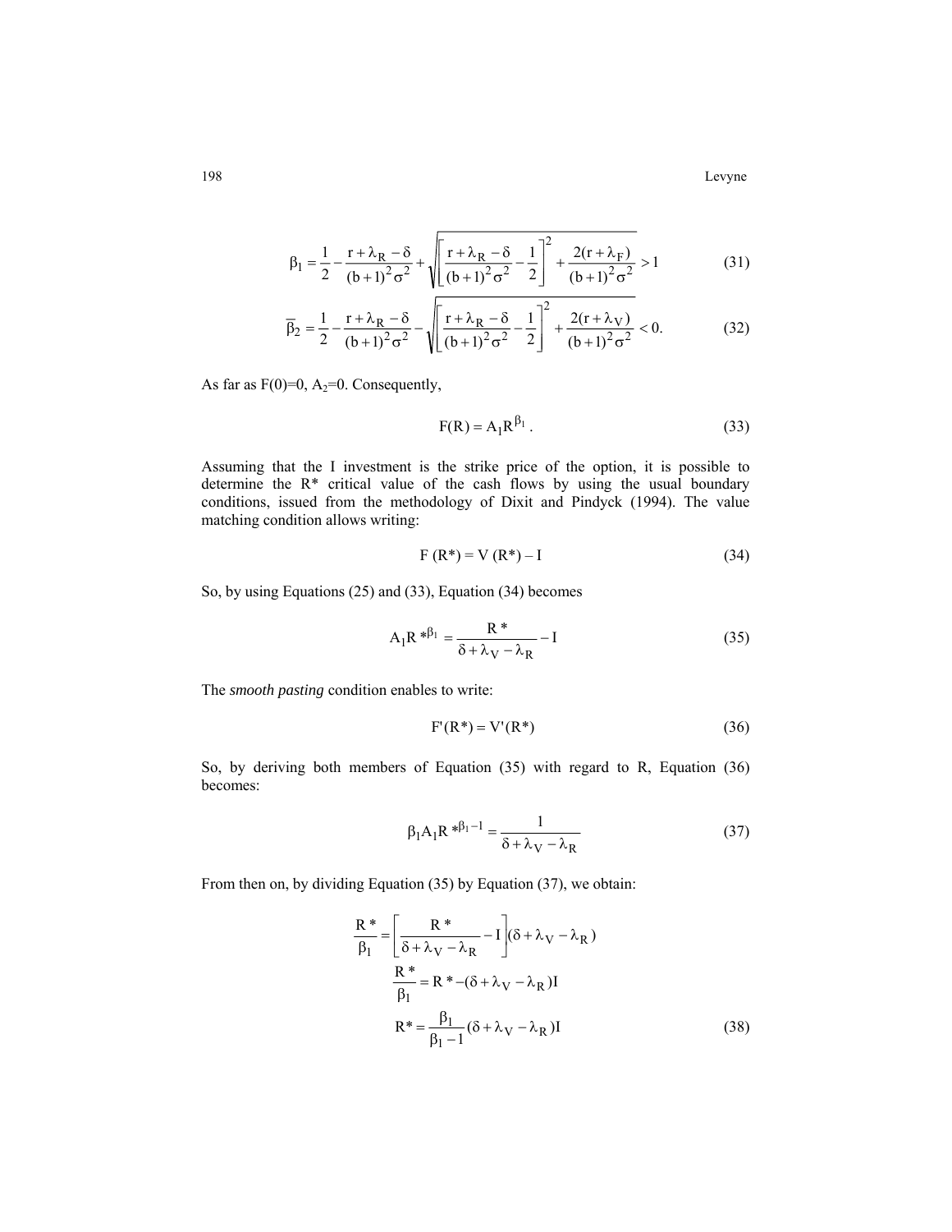$$\beta_1 = \frac{1}{2} - \frac{r + \lambda_R - \delta}{(b+1)^2 \sigma^2} + \sqrt{\left[\frac{r + \lambda_R - \delta}{(b+1)^2 \sigma^2} - \frac{1}{2}\right]^2 + \frac{2(r + \lambda_F)}{(b+1)^2 \sigma^2}} > 1 \tag{31}$$

$$\overline{\beta}_2 = \frac{1}{2} - \frac{r + \lambda_R - \delta}{(b+1)^2 \sigma^2} - \sqrt{\left[\frac{r + \lambda_R - \delta}{(b+1)^2 \sigma^2} - \frac{1}{2}\right]^2 + \frac{2(r + \lambda_V)}{(b+1)^2 \sigma^2}} < 0. \tag{32}$$

As far as F(0)=0, $A_2$=0. Consequently,

$$F(R) = A_1 R^{\beta_1}. \tag{33}$$

Assuming that the I investment is the strike price of the option, it is possible to determine the R* critical value of the cash flows by using the usual boundary conditions, issued from the methodology of Dixit and Pindyck (1994). The value matching condition allows writing:

$$F(R^*) = V(R^*) - I \tag{34}$$

So, by using Equations (25) and (33), Equation (34) becomes

$$A_1 R^{*\beta_1} = \frac{R^*}{\delta + \lambda_V - \lambda_R} - I \tag{35}$$

The *smooth pasting* condition enables to write:

$$F'(R^*) = V'(R^*) \tag{36}$$

So, by deriving both members of Equation (35) with regard to R, Equation (36) becomes:

$$\beta_1 A_1 R^{*\beta_1 - 1} = \frac{1}{\delta + \lambda_V - \lambda_R} \tag{37}$$

From then on, by dividing Equation (35) by Equation (37), we obtain:

$$\frac{R^*}{\beta_1} = \left[\frac{R^*}{\delta + \lambda_V - \lambda_R} - I\right](\delta + \lambda_V - \lambda_R)$$

$$\frac{R^*}{\beta_1} = R^* - (\delta + \lambda_V - \lambda_R) I$$

$$R^* = \frac{\beta_1}{\beta_1 - 1}(\delta + \lambda_V - \lambda_R) I \tag{38}$$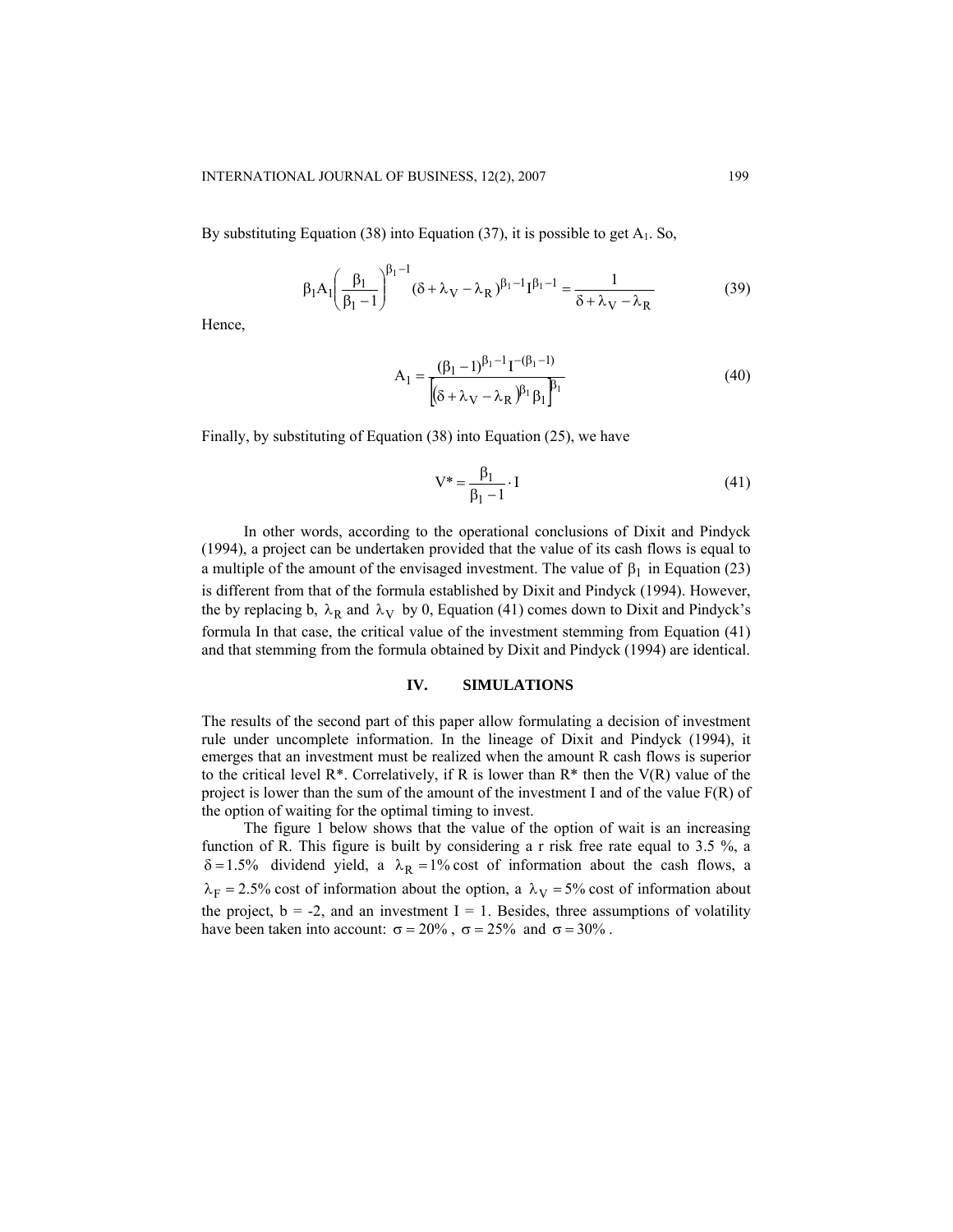By substituting Equation (38) into Equation (37), it is possible to get $A_1$. So,

$$\beta_1 A_1 \left(\frac{\beta_1}{\beta_1 - 1}\right)^{\beta_1 - 1} (\delta + \lambda_V - \lambda_R)^{\beta_1 - 1} I^{\beta_1 - 1} = \frac{1}{\delta + \lambda_V - \lambda_R} \tag{39}$$

Hence,

$$A_1 = \frac{(\beta_1 - 1)^{\beta_1 - 1} I^{-(\beta_1 - 1)}}{\left[(\delta + \lambda_V - \lambda_R)^{\beta_1} \beta_1\right]^{\beta_1}} \tag{40}$$

Finally, by substituting of Equation (38) into Equation (25), we have

$$V^* = \frac{\beta_1}{\beta_1 - 1} \cdot I \tag{41}$$

In other words, according to the operational conclusions of Dixit and Pindyck (1994), a project can be undertaken provided that the value of its cash flows is equal to a multiple of the amount of the envisaged investment. The value of $\beta_1$ in Equation (23) is different from that of the formula established by Dixit and Pindyck (1994). However, the by replacing b, $\lambda_R$ and $\lambda_V$ by 0, Equation (41) comes down to Dixit and Pindyck's formula In that case, the critical value of the investment stemming from Equation (41) and that stemming from the formula obtained by Dixit and Pindyck (1994) are identical.

## IV. SIMULATIONS

The results of the second part of this paper allow formulating a decision of investment rule under uncomplete information. In the lineage of Dixit and Pindyck (1994), it emerges that an investment must be realized when the amount R cash flows is superior to the critical level R*. Correlatively, if R is lower than R* then the V(R) value of the project is lower than the sum of the amount of the investment I and of the value F(R) of the option of waiting for the optimal timing to invest.

The figure 1 below shows that the value of the option of wait is an increasing function of R. This figure is built by considering a r risk free rate equal to 3.5 %, a $\delta = 1.5\%$ dividend yield, a $\lambda_R = 1\%$ cost of information about the cash flows, a $\lambda_F = 2.5\%$ cost of information about the option, a $\lambda_V = 5\%$ cost of information about the project, b = -2, and an investment I = 1. Besides, three assumptions of volatility have been taken into account: $\sigma = 20\%$, $\sigma = 25\%$ and $\sigma = 30\%$.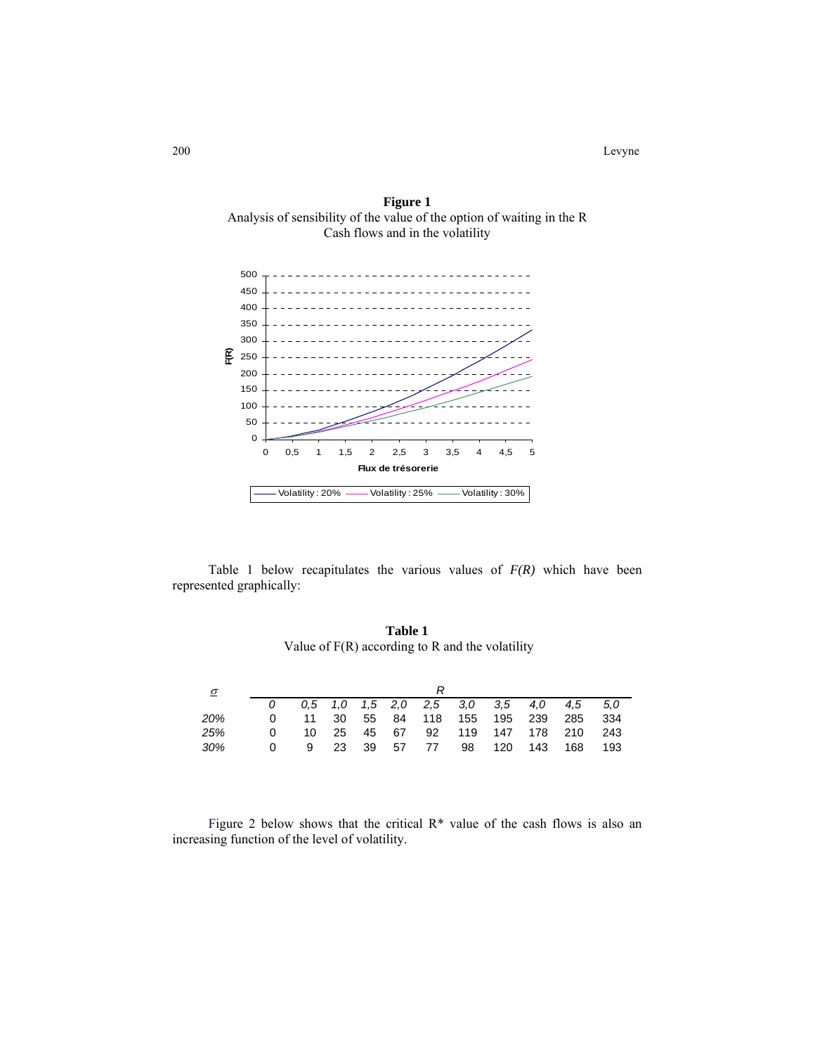**Figure 1**
Analysis of sensibility of the value of the option of waiting in the R Cash flows and in the volatility

Table 1 below recapitulates the various values of *F(R)* which have been represented graphically:

**Table 1**
Value of F(R) according to R and the volatility

| *σ* | *R* | | | | | | | | | | |
|---|---|---|---|---|---|---|---|---|---|---|---|
| | *0* | *0,5* | *1,0* | *1,5* | *2,0* | *2,5* | *3,0* | *3,5* | *4,0* | *4,5* | *5,0* |
| *20%* | 0 | 11 | 30 | 55 | 84 | 118 | 155 | 195 | 239 | 285 | 334 |
| *25%* | 0 | 10 | 25 | 45 | 67 | 92 | 119 | 147 | 178 | 210 | 243 |
| *30%* | 0 | 9 | 23 | 39 | 57 | 77 | 98 | 120 | 143 | 168 | 193 |

Figure 2 below shows that the critical R* value of the cash flows is also an increasing function of the level of volatility.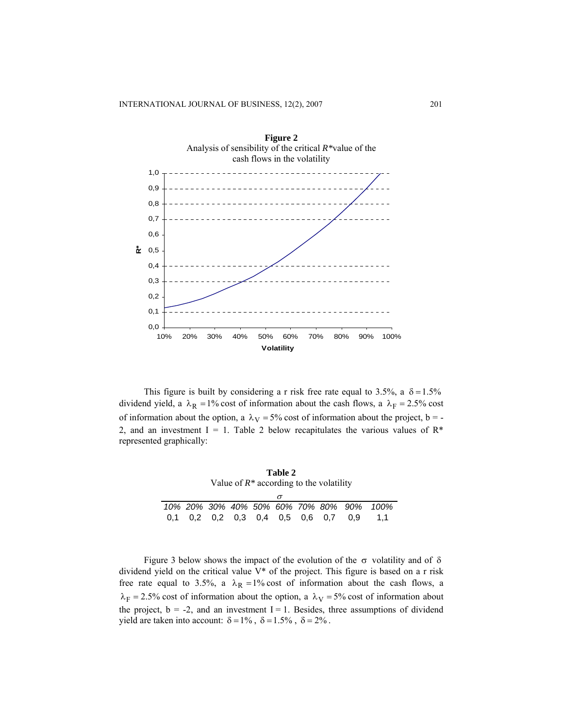**Figure 2**
Analysis of sensibility of the critical *R\**value of the cash flows in the volatility

1,0
0,9
0,8
0,7
0,6
0,5
0,4
0,3
0,2
0,1
0,0

R*

10% 20% 30% 40% 50% 60% 70% 80% 90% 100%

Volatility

This figure is built by considering a r risk free rate equal to 3.5%, a $\delta = 1.5\%$ dividend yield, a $\lambda_R = 1\%$ cost of information about the cash flows, a $\lambda_F = 2.5\%$ cost of information about the option, a $\lambda_V = 5\%$ cost of information about the project, b = -2, and an investment I = 1. Table 2 below recapitulates the various values of R* represented graphically:

**Table 2**
Value of *R\** according to the volatility

| $\sigma$ | | | | | | | | | |
|---|---|---|---|---|---|---|---|---|---|
| *10%* | *20%* | *30%* | *40%* | *50%* | *60%* | *70%* | *80%* | *90%* | *100%* |
| 0,1 | 0,2 | 0,2 | 0,3 | 0,4 | 0,5 | 0,6 | 0,7 | 0,9 | 1,1 |

Figure 3 below shows the impact of the evolution of the $\sigma$ volatility and of $\delta$ dividend yield on the critical value V* of the project. This figure is based on a r risk free rate equal to 3.5%, a $\lambda_R = 1\%$ cost of information about the cash flows, a $\lambda_F = 2.5\%$ cost of information about the option, a $\lambda_V = 5\%$ cost of information about the project, b = -2, and an investment I = 1. Besides, three assumptions of dividend yield are taken into account: $\delta = 1\%$, $\delta = 1.5\%$, $\delta = 2\%$.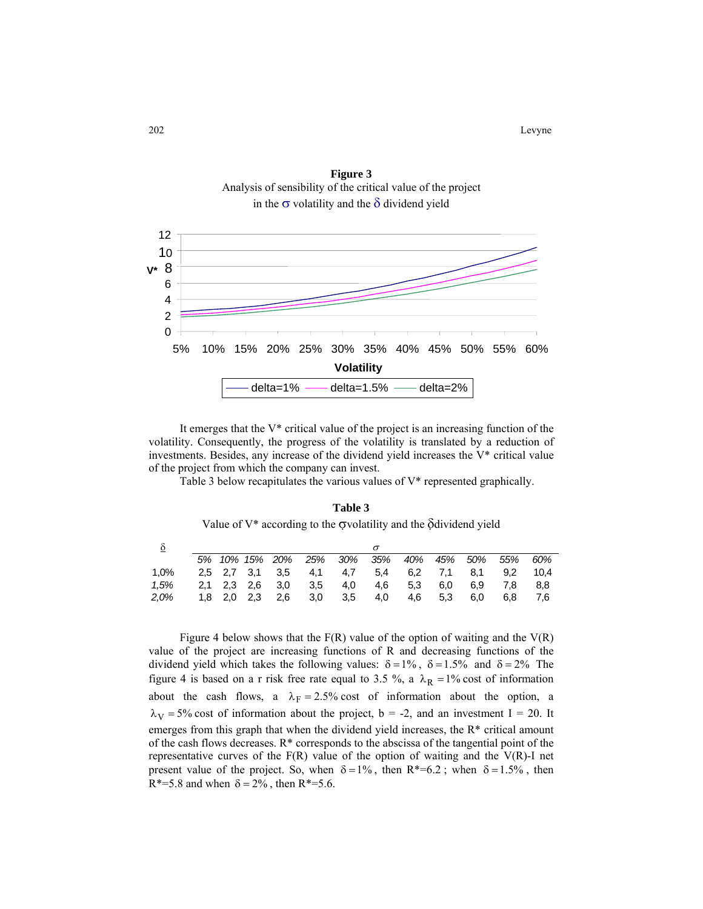**Figure 3**

Analysis of sensibility of the critical value of the project in the $\sigma$ volatility and the $\delta$ dividend yield

12
10
V* 8
6
4
2
0

5% 10% 15% 20% 25% 30% 35% 40% 45% 50% 55% 60%

**Volatility**

delta=1% delta=1.5% delta=2%

It emerges that the V* critical value of the project is an increasing function of the volatility. Consequently, the progress of the volatility is translated by a reduction of investments. Besides, any increase of the dividend yield increases the V* critical value of the project from which the company can invest.

Table 3 below recapitulates the various values of V* represented graphically.

**Table 3**

Value of V* according to the $\sigma$ volatility and the $\delta$ dividend yield

| $\delta$ | $\sigma$ | | | | | | | | | | | |
|---|---|---|---|---|---|---|---|---|---|---|---|---|
| | 5% | 10% | 15% | 20% | 25% | 30% | 35% | 40% | 45% | 50% | 55% | 60% |
| 1,0% | 2,5 | 2,7 | 3,1 | 3,5 | 4,1 | 4,7 | 5,4 | 6,2 | 7,1 | 8,1 | 9,2 | 10,4 |
| 1,5% | 2,1 | 2,3 | 2,6 | 3,0 | 3,5 | 4,0 | 4,6 | 5,3 | 6,0 | 6,9 | 7,8 | 8,8 |
| 2,0% | 1,8 | 2,0 | 2,3 | 2,6 | 3,0 | 3,5 | 4,0 | 4,6 | 5,3 | 6,0 | 6,8 | 7,6 |

Figure 4 below shows that the F(R) value of the option of waiting and the V(R) value of the project are increasing functions of R and decreasing functions of the dividend yield which takes the following values: $\delta = 1\%$, $\delta = 1.5\%$ and $\delta = 2\%$ The figure 4 is based on a r risk free rate equal to 3.5 %, a $\lambda_R = 1\%$ cost of information about the cash flows, a $\lambda_F = 2.5\%$ cost of information about the option, a $\lambda_V = 5\%$ cost of information about the project, b = -2, and an investment I = 20. It emerges from this graph that when the dividend yield increases, the R* critical amount of the cash flows decreases. R* corresponds to the abscissa of the tangential point of the representative curves of the F(R) value of the option of waiting and the V(R)-I net present value of the project. So, when $\delta = 1\%$, then R*=6.2 ; when $\delta = 1.5\%$, then R*=5.8 and when $\delta = 2\%$, then R*=5.6.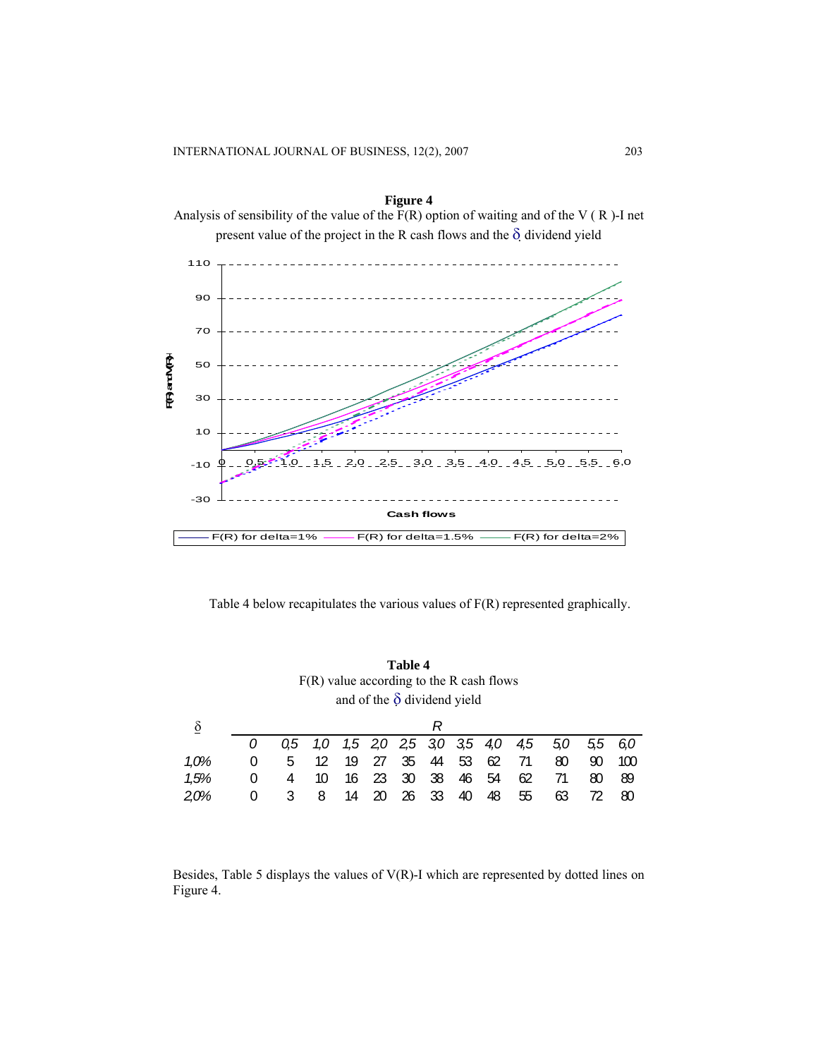**Figure 4**

Analysis of sensibility of the value of the F(R) option of waiting and of the V ( R )-I net present value of the project in the R cash flows and the δ dividend yield

110
90
70
50
30
10
-10
-30

0 0,5 1,0 1,5 2,0 2,5 3,0 3,5 4,0 4,5 5,0 5,5 6,0

F(R) and V(R)-I

Cash flows

F(R) for delta=1% F(R) for delta=1.5% F(R) for delta=2%

Table 4 below recapitulates the various values of F(R) represented graphically.

**Table 4**
F(R) value according to the R cash flows and of the δ dividend yield

| δ | *R* | | | | | | | | | | | | |
|---|---|---|---|---|---|---|---|---|---|---|---|---|---|
| | *0* | *0,5* | *1,0* | *1,5* | *2,0* | *2,5* | *3,0* | *3,5* | *4,0* | *4,5* | *5,0* | *5,5* | *6,0* |
| *1,0%* | 0 | 5 | 12 | 19 | 27 | 35 | 44 | 53 | 62 | 71 | 80 | 90 | 100 |
| *1,5%* | 0 | 4 | 10 | 16 | 23 | 30 | 38 | 46 | 54 | 62 | 71 | 80 | 89 |
| *2,0%* | 0 | 3 | 8 | 14 | 20 | 26 | 33 | 40 | 48 | 55 | 63 | 72 | 80 |

Besides, Table 5 displays the values of V(R)-I which are represented by dotted lines on Figure 4.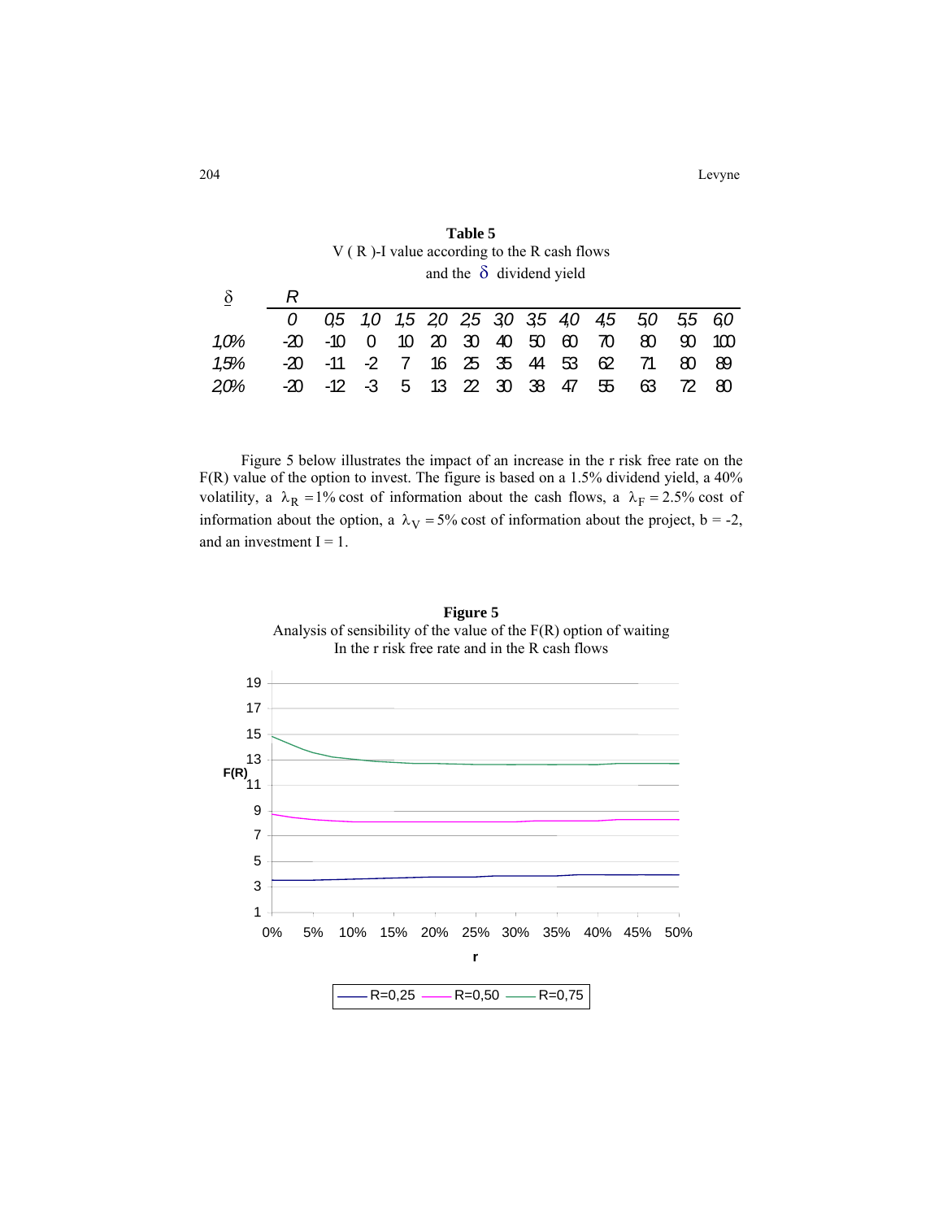**Table 5**
V ( R )-I value according to the R cash flows
and the $\delta$ dividend yield

| $\delta$ | R | | | | | | | | | | | | |
|---|---|---|---|---|---|---|---|---|---|---|---|---|---|
| | 0 | 0,5 | 1,0 | 1,5 | 2,0 | 2,5 | 3,0 | 3,5 | 4,0 | 4,5 | 5,0 | 5,5 | 6,0 |
| 1,0% | -20 | -10 | 0 | 10 | 20 | 30 | 40 | 50 | 60 | 70 | 80 | 90 | 100 |
| 1,5% | -20 | -11 | -2 | 7 | 16 | 25 | 35 | 44 | 53 | 62 | 71 | 80 | 89 |
| 2,0% | -20 | -12 | -3 | 5 | 13 | 22 | 30 | 38 | 47 | 55 | 63 | 72 | 80 |

Figure 5 below illustrates the impact of an increase in the r risk free rate on the F(R) value of the option to invest. The figure is based on a 1.5% dividend yield, a 40% volatility, a $\lambda_R = 1\%$ cost of information about the cash flows, a $\lambda_F = 2.5\%$ cost of information about the option, a $\lambda_V = 5\%$ cost of information about the project, b = -2, and an investment I = 1.

**Figure 5**
Analysis of sensibility of the value of the F(R) option of waiting
In the r risk free rate and in the R cash flows

F(R)
19
17
15
13
11
9
7
5
3
1

0% 5% 10% 15% 20% 25% 30% 35% 40% 45% 50%

r

R=0,25 R=0,50 R=0,75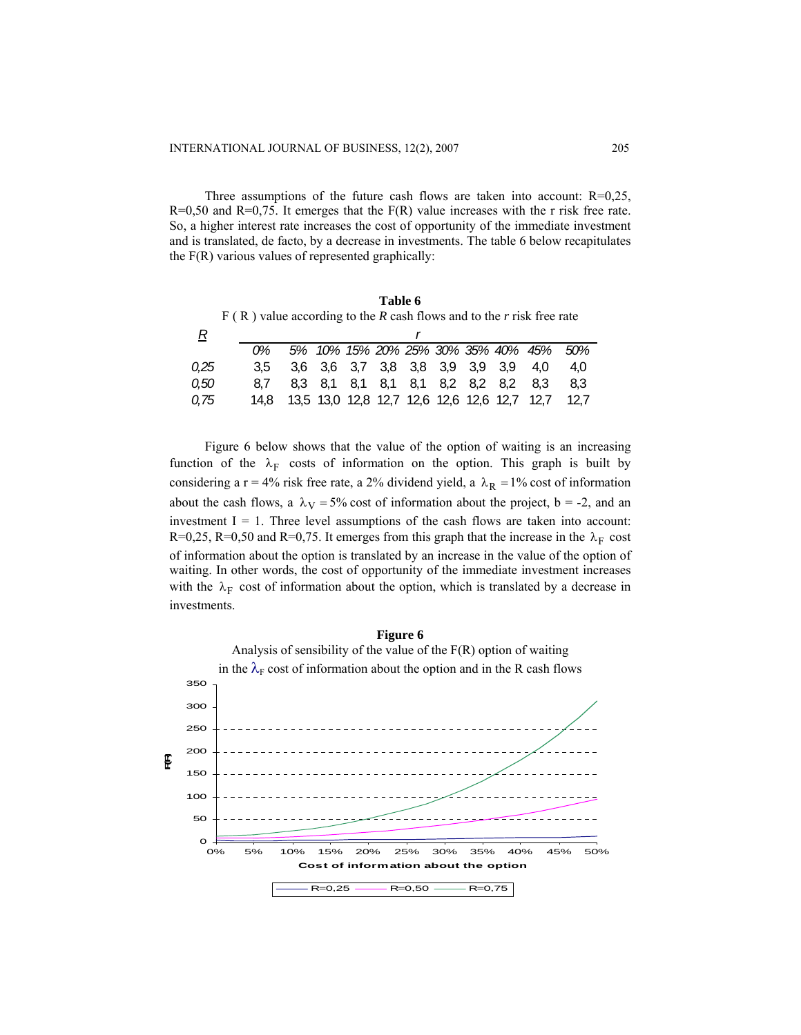Three assumptions of the future cash flows are taken into account: R=0,25, R=0,50 and R=0,75. It emerges that the F(R) value increases with the r risk free rate. So, a higher interest rate increases the cost of opportunity of the immediate investment and is translated, de facto, by a decrease in investments. The table 6 below recapitulates the F(R) various values of represented graphically:

**Table 6**

F ( R ) value according to the *R* cash flows and to the *r* risk free rate

| *R* | *r* | | | | | | | | | | |
|---|---|---|---|---|---|---|---|---|---|---|---|
| | *0%* | *5%* | *10%* | *15%* | *20%* | *25%* | *30%* | *35%* | *40%* | *45%* | *50%* |
| *0,25* | 3,5 | 3,6 | 3,6 | 3,7 | 3,8 | 3,8 | 3,9 | 3,9 | 3,9 | 4,0 | 4,0 |
| *0,50* | 8,7 | 8,3 | 8,1 | 8,1 | 8,1 | 8,1 | 8,2 | 8,2 | 8,2 | 8,3 | 8,3 |
| *0,75* | 14,8 | 13,5 | 13,0 | 12,8 | 12,7 | 12,6 | 12,6 | 12,6 | 12,7 | 12,7 | 12,7 |

Figure 6 below shows that the value of the option of waiting is an increasing function of the $\lambda_F$ costs of information on the option. This graph is built by considering a r = 4% risk free rate, a 2% dividend yield, a $\lambda_R = 1\%$ cost of information about the cash flows, a $\lambda_V = 5\%$ cost of information about the project, b = -2, and an investment I = 1. Three level assumptions of the cash flows are taken into account: R=0,25, R=0,50 and R=0,75. It emerges from this graph that the increase in the $\lambda_F$ cost of information about the option is translated by an increase in the value of the option of waiting. In other words, the cost of opportunity of the immediate investment increases with the $\lambda_F$ cost of information about the option, which is translated by a decrease in investments.

**Figure 6**

Analysis of sensibility of the value of the F(R) option of waiting in the $\lambda_F$ cost of information about the option and in the R cash flows

F(R)

350
300
250
200
150
100
50
0

0% 5% 10% 15% 20% 25% 30% 35% 40% 45% 50%

Cost of information about the option

R=0,25 R=0,50 R=0,75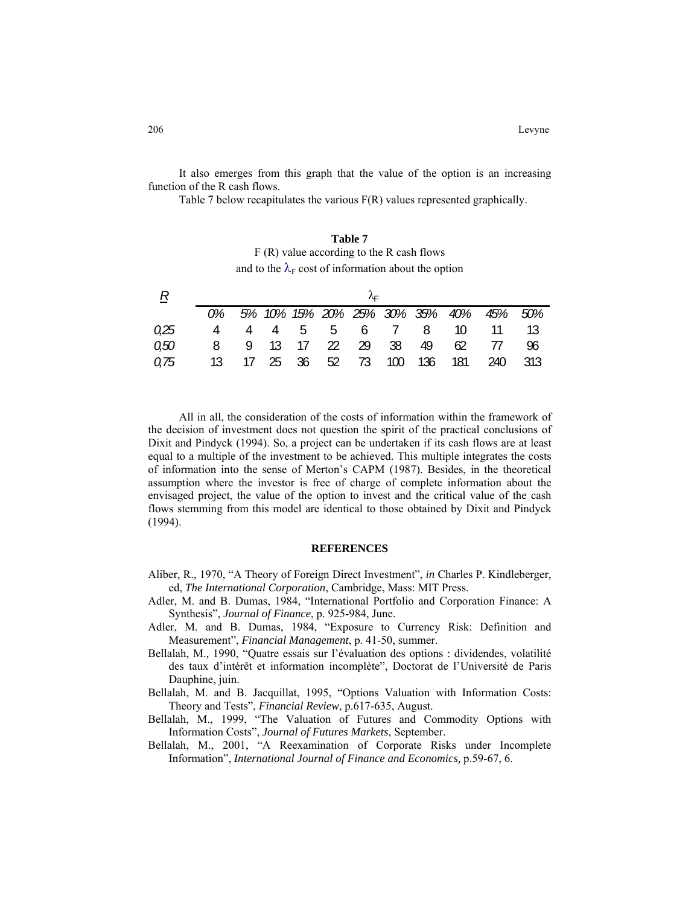It also emerges from this graph that the value of the option is an increasing function of the R cash flows.

Table 7 below recapitulates the various F(R) values represented graphically.

**Table 7**

F (R) value according to the R cash flows
and to the $\lambda_F$ cost of information about the option

| *R* | $\lambda_F$ | | | | | | | | | | |
|---|---|---|---|---|---|---|---|---|---|---|---|
| | *0%* | *5%* | *10%* | *15%* | *20%* | *25%* | *30%* | *35%* | *40%* | *45%* | *50%* |
| *0,25* | 4 | 4 | 4 | 5 | 5 | 6 | 7 | 8 | 10 | 11 | 13 |
| *0,50* | 8 | 9 | 13 | 17 | 22 | 29 | 38 | 49 | 62 | 77 | 96 |
| *0,75* | 13 | 17 | 25 | 36 | 52 | 73 | 100 | 136 | 181 | 240 | 313 |

All in all, the consideration of the costs of information within the framework of the decision of investment does not question the spirit of the practical conclusions of Dixit and Pindyck (1994). So, a project can be undertaken if its cash flows are at least equal to a multiple of the investment to be achieved. This multiple integrates the costs of information into the sense of Merton's CAPM (1987). Besides, in the theoretical assumption where the investor is free of charge of complete information about the envisaged project, the value of the option to invest and the critical value of the cash flows stemming from this model are identical to those obtained by Dixit and Pindyck (1994).

## REFERENCES

Aliber, R., 1970, "A Theory of Foreign Direct Investment", *in* Charles P. Kindleberger, ed, *The International Corporation*, Cambridge, Mass: MIT Press.

Adler, M. and B. Dumas, 1984, "International Portfolio and Corporation Finance: A Synthesis", *Journal of Finance*, p. 925-984, June.

Adler, M. and B. Dumas, 1984, "Exposure to Currency Risk: Definition and Measurement", *Financial Management*, p. 41-50, summer.

Bellalah, M., 1990, "Quatre essais sur l'évaluation des options : dividendes, volatilité des taux d'intérêt et information incomplète", Doctorat de l'Université de Paris Dauphine, juin.

Bellalah, M. and B. Jacquillat, 1995, "Options Valuation with Information Costs: Theory and Tests", *Financial Review*, p.617-635, August.

Bellalah, M., 1999, "The Valuation of Futures and Commodity Options with Information Costs", *Journal of Futures Markets*, September.

Bellalah, M., 2001, "A Reexamination of Corporate Risks under Incomplete Information", *International Journal of Finance and Economics,* p.59-67, 6.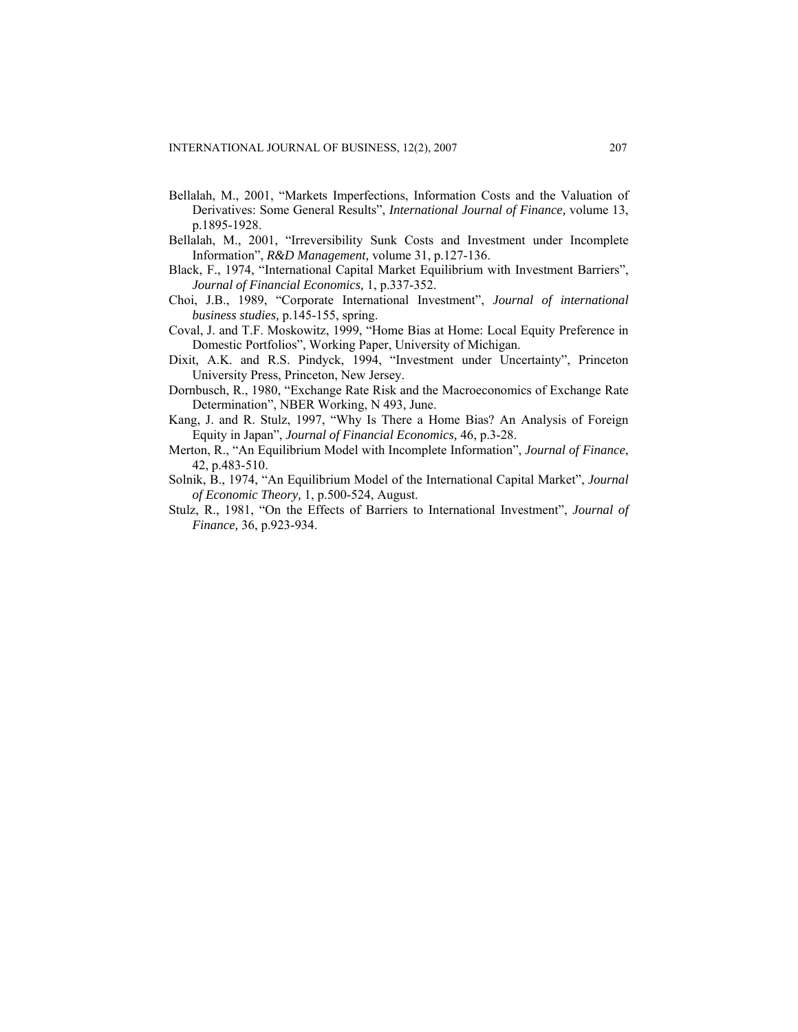Bellalah, M., 2001, “Markets Imperfections, Information Costs and the Valuation of Derivatives: Some General Results”, *International Journal of Finance,* volume 13, p.1895-1928.

Bellalah, M., 2001, “Irreversibility Sunk Costs and Investment under Incomplete Information”, *R&D Management,* volume 31, p.127-136.

Black, F., 1974, “International Capital Market Equilibrium with Investment Barriers”, *Journal of Financial Economics,* 1, p.337-352.

Choi, J.B., 1989, “Corporate International Investment”, *Journal of international business studies,* p.145-155, spring.

Coval, J. and T.F. Moskowitz, 1999, “Home Bias at Home: Local Equity Preference in Domestic Portfolios”, Working Paper, University of Michigan.

Dixit, A.K. and R.S. Pindyck, 1994, “Investment under Uncertainty”, Princeton University Press, Princeton, New Jersey.

Dornbusch, R., 1980, “Exchange Rate Risk and the Macroeconomics of Exchange Rate Determination”, NBER Working, N 493, June.

Kang, J. and R. Stulz, 1997, “Why Is There a Home Bias? An Analysis of Foreign Equity in Japan”, *Journal of Financial Economics,* 46, p.3-28.

Merton, R., “An Equilibrium Model with Incomplete Information”, *Journal of Finance*, 42, p.483-510.

Solnik, B., 1974, “An Equilibrium Model of the International Capital Market”, *Journal of Economic Theory,* 1, p.500-524, August.

Stulz, R., 1981, “On the Effects of Barriers to International Investment”, *Journal of Finance,* 36, p.923-934.